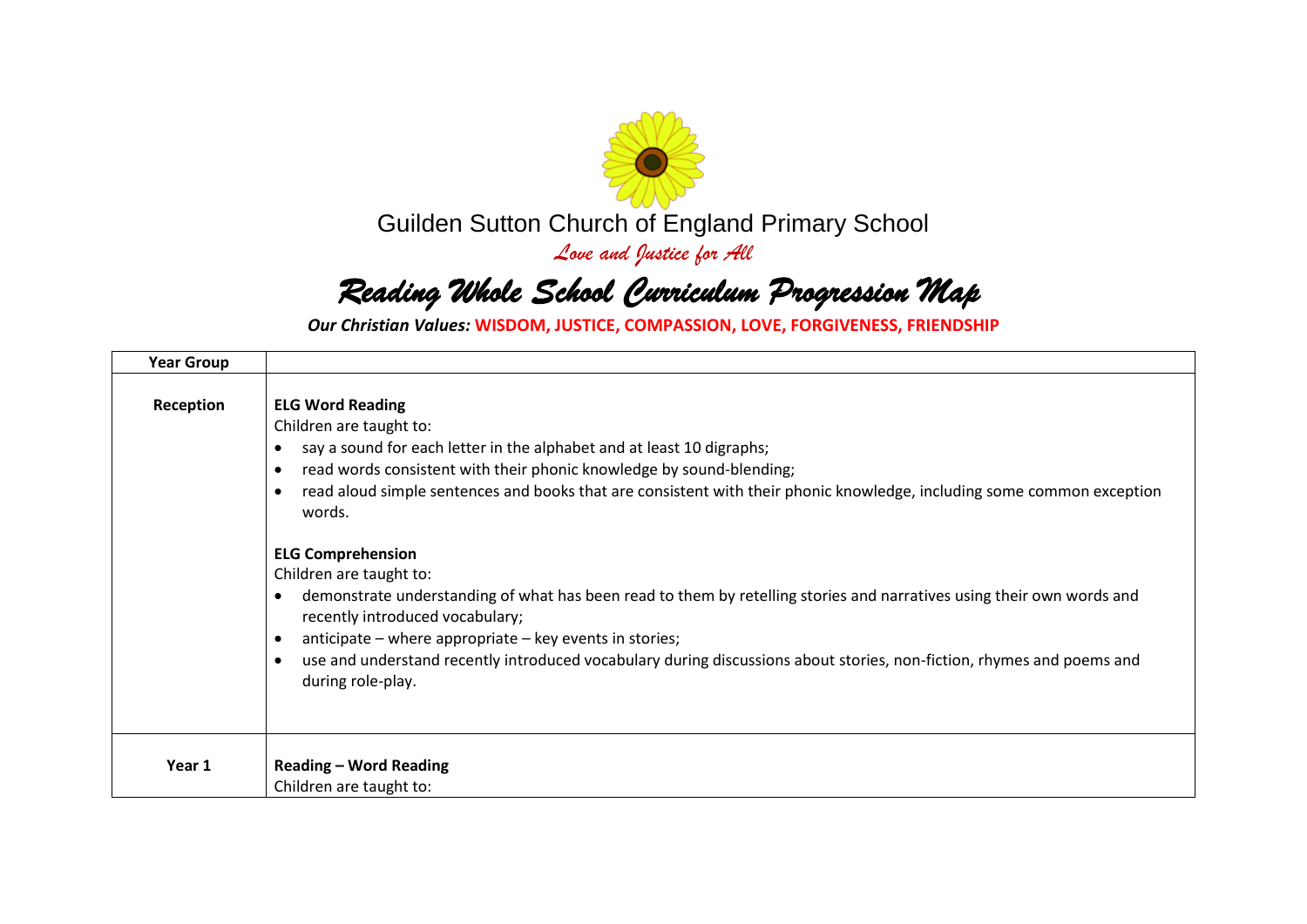Guilden Sutton Church of England Primary School

*Love and Justice for All*

# *Reading Whole School Curriculum Progression Map*

***Our Christian Values:*** **WISDOM, JUSTICE, COMPASSION, LOVE, FORGIVENESS, FRIENDSHIP**

| Year Group | |
|---|---|
| **Reception** | **ELG Word Reading**<br>Children are taught to:<br>• say a sound for each letter in the alphabet and at least 10 digraphs;<br>• read words consistent with their phonic knowledge by sound-blending;<br>• read aloud simple sentences and books that are consistent with their phonic knowledge, including some common exception words.<br><br>**ELG Comprehension**<br>Children are taught to:<br>• demonstrate understanding of what has been read to them by retelling stories and narratives using their own words and recently introduced vocabulary;<br>• anticipate – where appropriate – key events in stories;<br>• use and understand recently introduced vocabulary during discussions about stories, non-fiction, rhymes and poems and during role-play. |
| **Year 1** | **Reading – Word Reading**<br>Children are taught to: |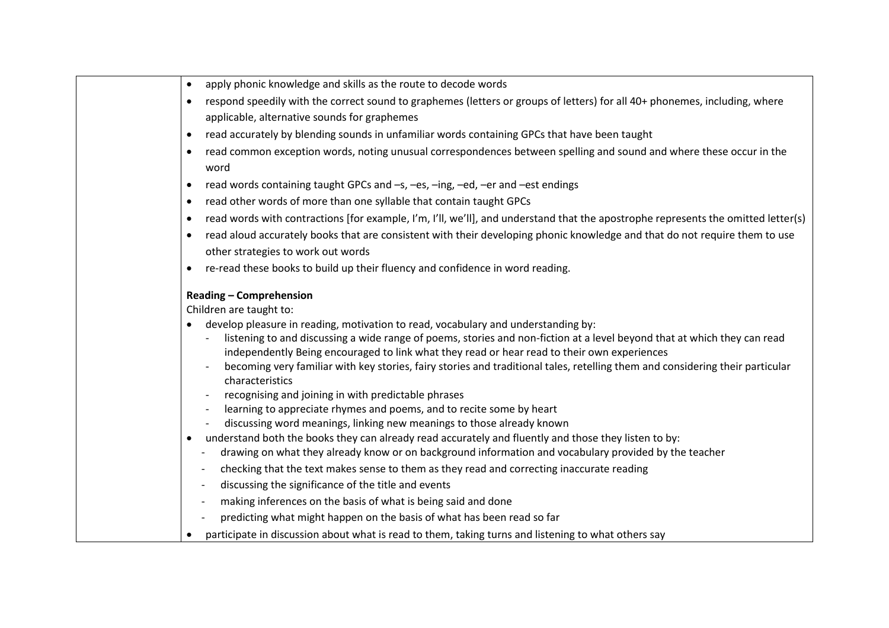| | |
|---|---|
| | • apply phonic knowledge and skills as the route to decode words<br>• respond speedily with the correct sound to graphemes (letters or groups of letters) for all 40+ phonemes, including, where applicable, alternative sounds for graphemes<br>• read accurately by blending sounds in unfamiliar words containing GPCs that have been taught<br>• read common exception words, noting unusual correspondences between spelling and sound and where these occur in the word<br>• read words containing taught GPCs and –s, –es, –ing, –ed, –er and –est endings<br>• read other words of more than one syllable that contain taught GPCs<br>• read words with contractions [for example, I'm, I'll, we'll], and understand that the apostrophe represents the omitted letter(s)<br>• read aloud accurately books that are consistent with their developing phonic knowledge and that do not require them to use other strategies to work out words<br>• re-read these books to build up their fluency and confidence in word reading.<br><br>**Reading – Comprehension**<br>Children are taught to:<br>• develop pleasure in reading, motivation to read, vocabulary and understanding by:<br>- listening to and discussing a wide range of poems, stories and non-fiction at a level beyond that at which they can read independently Being encouraged to link what they read or hear read to their own experiences<br>- becoming very familiar with key stories, fairy stories and traditional tales, retelling them and considering their particular characteristics<br>- recognising and joining in with predictable phrases<br>- learning to appreciate rhymes and poems, and to recite some by heart<br>- discussing word meanings, linking new meanings to those already known<br>• understand both the books they can already read accurately and fluently and those they listen to by:<br>- drawing on what they already know or on background information and vocabulary provided by the teacher<br>- checking that the text makes sense to them as they read and correcting inaccurate reading<br>- discussing the significance of the title and events<br>- making inferences on the basis of what is being said and done<br>- predicting what might happen on the basis of what has been read so far<br>• participate in discussion about what is read to them, taking turns and listening to what others say |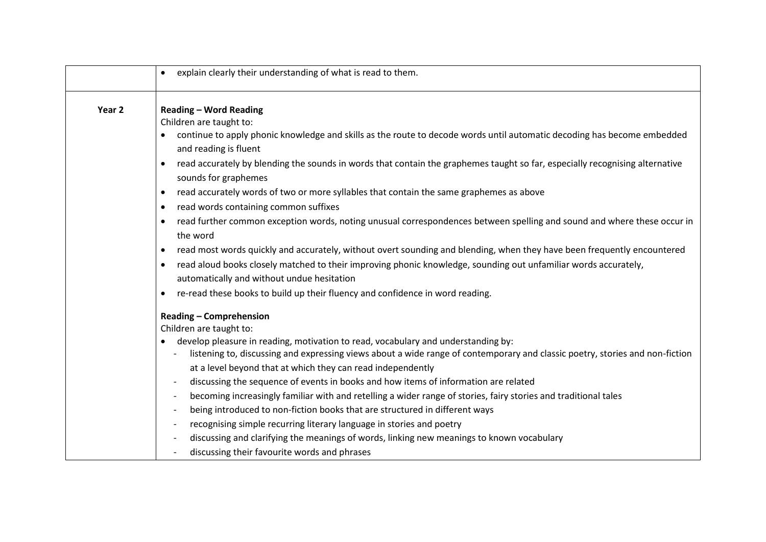| | |
|---|---|
| | • explain clearly their understanding of what is read to them. |
| **Year 2** | **Reading – Word Reading**<br>Children are taught to:<br>• continue to apply phonic knowledge and skills as the route to decode words until automatic decoding has become embedded and reading is fluent<br>• read accurately by blending the sounds in words that contain the graphemes taught so far, especially recognising alternative sounds for graphemes<br>• read accurately words of two or more syllables that contain the same graphemes as above<br>• read words containing common suffixes<br>• read further common exception words, noting unusual correspondences between spelling and sound and where these occur in the word<br>• read most words quickly and accurately, without overt sounding and blending, when they have been frequently encountered<br>• read aloud books closely matched to their improving phonic knowledge, sounding out unfamiliar words accurately, automatically and without undue hesitation<br>• re-read these books to build up their fluency and confidence in word reading.<br><br>**Reading – Comprehension**<br>Children are taught to:<br>• develop pleasure in reading, motivation to read, vocabulary and understanding by:<br>- listening to, discussing and expressing views about a wide range of contemporary and classic poetry, stories and non-fiction at a level beyond that at which they can read independently<br>- discussing the sequence of events in books and how items of information are related<br>- becoming increasingly familiar with and retelling a wider range of stories, fairy stories and traditional tales<br>- being introduced to non-fiction books that are structured in different ways<br>- recognising simple recurring literary language in stories and poetry<br>- discussing and clarifying the meanings of words, linking new meanings to known vocabulary<br>- discussing their favourite words and phrases |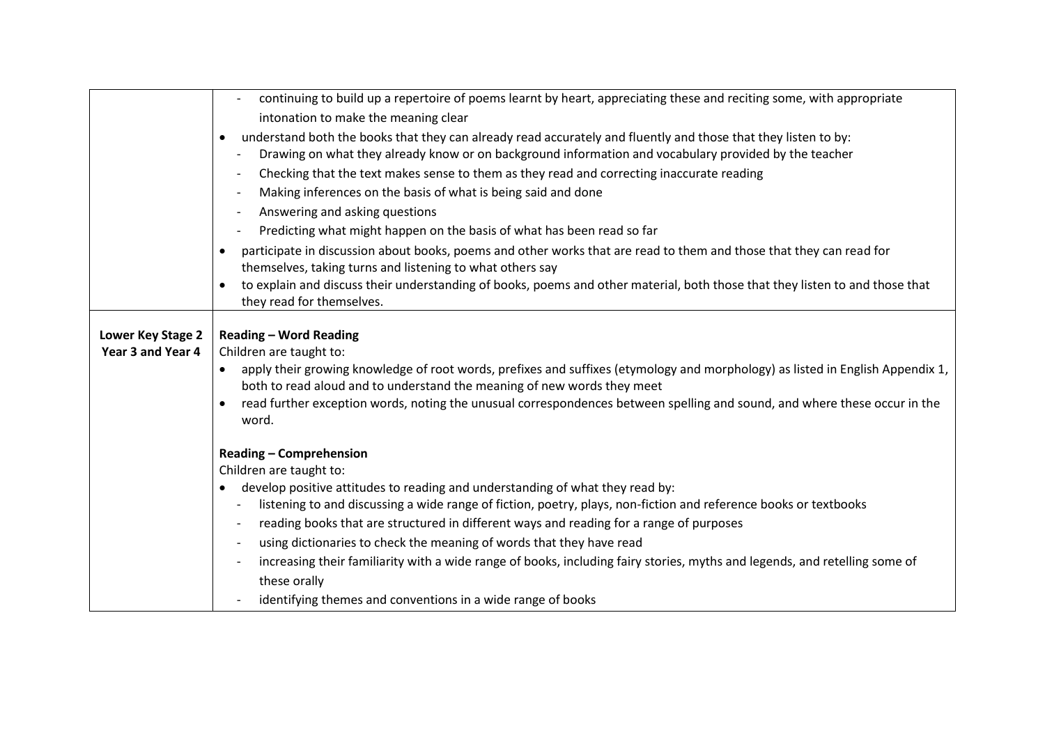| | |
|---|---|
| | - continuing to build up a repertoire of poems learnt by heart, appreciating these and reciting some, with appropriate intonation to make the meaning clear<br>• understand both the books that they can already read accurately and fluently and those that they listen to by:<br>- Drawing on what they already know or on background information and vocabulary provided by the teacher<br>- Checking that the text makes sense to them as they read and correcting inaccurate reading<br>- Making inferences on the basis of what is being said and done<br>- Answering and asking questions<br>- Predicting what might happen on the basis of what has been read so far<br>• participate in discussion about books, poems and other works that are read to them and those that they can read for themselves, taking turns and listening to what others say<br>• to explain and discuss their understanding of books, poems and other material, both those that they listen to and those that they read for themselves. |
| **Lower Key Stage 2 Year 3 and Year 4** | **Reading – Word Reading**<br>Children are taught to:<br>• apply their growing knowledge of root words, prefixes and suffixes (etymology and morphology) as listed in English Appendix 1, both to read aloud and to understand the meaning of new words they meet<br>• read further exception words, noting the unusual correspondences between spelling and sound, and where these occur in the word.<br><br>**Reading – Comprehension**<br>Children are taught to:<br>• develop positive attitudes to reading and understanding of what they read by:<br>- listening to and discussing a wide range of fiction, poetry, plays, non-fiction and reference books or textbooks<br>- reading books that are structured in different ways and reading for a range of purposes<br>- using dictionaries to check the meaning of words that they have read<br>- increasing their familiarity with a wide range of books, including fairy stories, myths and legends, and retelling some of these orally<br>- identifying themes and conventions in a wide range of books |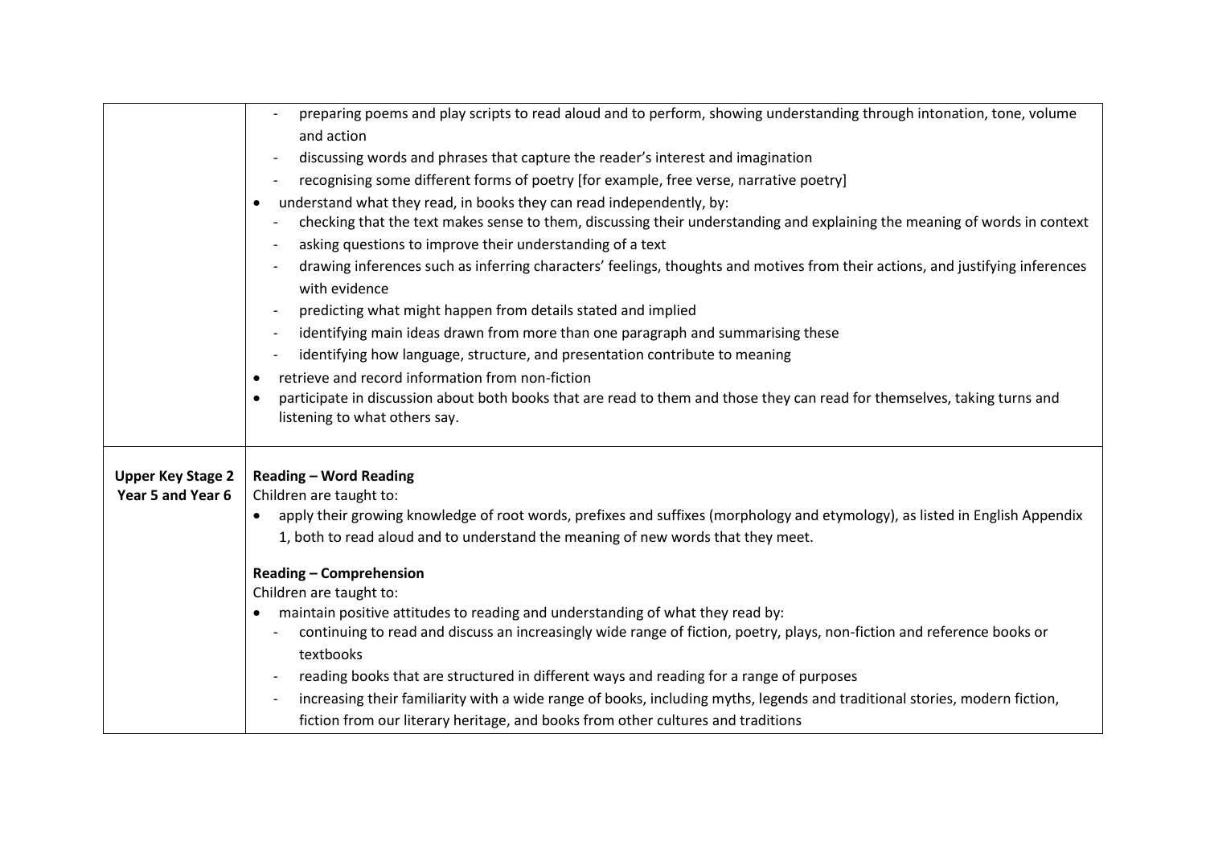| | |
|---|---|
| | - preparing poems and play scripts to read aloud and to perform, showing understanding through intonation, tone, volume and action<br>- discussing words and phrases that capture the reader's interest and imagination<br>- recognising some different forms of poetry [for example, free verse, narrative poetry]<br>• understand what they read, in books they can read independently, by:<br>- checking that the text makes sense to them, discussing their understanding and explaining the meaning of words in context<br>- asking questions to improve their understanding of a text<br>- drawing inferences such as inferring characters' feelings, thoughts and motives from their actions, and justifying inferences with evidence<br>- predicting what might happen from details stated and implied<br>- identifying main ideas drawn from more than one paragraph and summarising these<br>- identifying how language, structure, and presentation contribute to meaning<br>• retrieve and record information from non-fiction<br>• participate in discussion about both books that are read to them and those they can read for themselves, taking turns and listening to what others say. |
| **Upper Key Stage 2 Year 5 and Year 6** | **Reading – Word Reading**<br>Children are taught to:<br>• apply their growing knowledge of root words, prefixes and suffixes (morphology and etymology), as listed in English Appendix 1, both to read aloud and to understand the meaning of new words that they meet.<br><br>**Reading – Comprehension**<br>Children are taught to:<br>• maintain positive attitudes to reading and understanding of what they read by:<br>- continuing to read and discuss an increasingly wide range of fiction, poetry, plays, non-fiction and reference books or textbooks<br>- reading books that are structured in different ways and reading for a range of purposes<br>- increasing their familiarity with a wide range of books, including myths, legends and traditional stories, modern fiction, fiction from our literary heritage, and books from other cultures and traditions |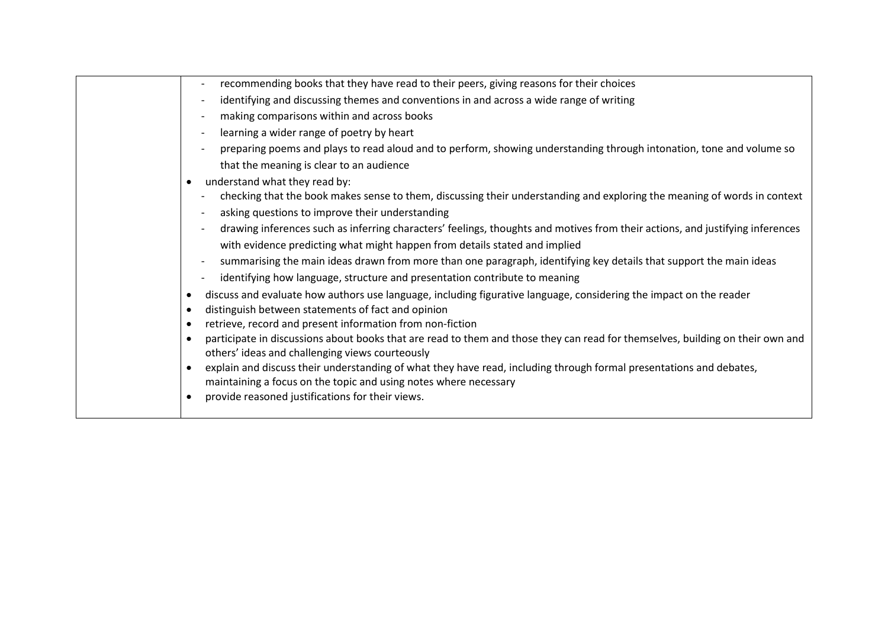| | |
|---|---|
| | - recommending books that they have read to their peers, giving reasons for their choices<br>- identifying and discussing themes and conventions in and across a wide range of writing<br>- making comparisons within and across books<br>- learning a wider range of poetry by heart<br>- preparing poems and plays to read aloud and to perform, showing understanding through intonation, tone and volume so that the meaning is clear to an audience<br>• understand what they read by:<br>- checking that the book makes sense to them, discussing their understanding and exploring the meaning of words in context<br>- asking questions to improve their understanding<br>- drawing inferences such as inferring characters' feelings, thoughts and motives from their actions, and justifying inferences with evidence predicting what might happen from details stated and implied<br>- summarising the main ideas drawn from more than one paragraph, identifying key details that support the main ideas<br>- identifying how language, structure and presentation contribute to meaning<br>• discuss and evaluate how authors use language, including figurative language, considering the impact on the reader<br>• distinguish between statements of fact and opinion<br>• retrieve, record and present information from non-fiction<br>• participate in discussions about books that are read to them and those they can read for themselves, building on their own and others' ideas and challenging views courteously<br>• explain and discuss their understanding of what they have read, including through formal presentations and debates, maintaining a focus on the topic and using notes where necessary<br>• provide reasoned justifications for their views. |